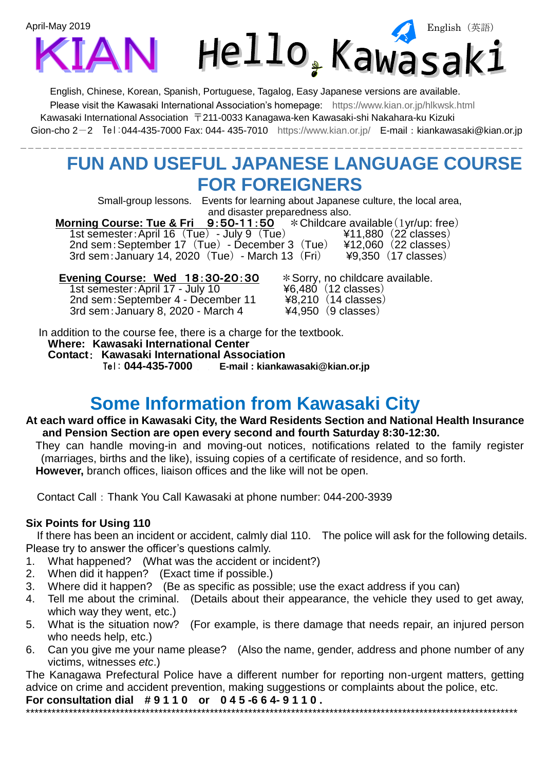April-May 2019

# KIAN Hello Kawasaki

English（英語）

English, Chinese, Korean, Spanish, Portuguese, Tagalog, Easy Japanese versions are available.
Please visit the Kawasaki International Association's homepage: https://www.kian.or.jp/hlkwsk.html
Kawasaki International Association 〒211-0033 Kanagawa-ken Kawasaki-shi Nakahara-ku Kizuki Gion-cho 2－2 Tel:044-435-7000 Fax: 044- 435-7010 https://www.kian.or.jp/ E-mail：kiankawasaki@kian.or.jp

## FUN AND USEFUL JAPANESE LANGUAGE COURSE FOR FOREIGNERS

Small-group lessons. Events for learning about Japanese culture, the local area, and disaster preparedness also.

**Morning Course: Tue & Fri 9:50-11:50** ＊Childcare available (1yr/up: free)

| | |
|---|---|
| 1st semester: April 16 (Tue) - July 9 (Tue) | ¥11,880 (22 classes) |
| 2nd sem: September 17 (Tue) - December 3 (Tue) | ¥12,060 (22 classes) |
| 3rd sem: January 14, 2020 (Tue) - March 13 (Fri) | ¥9,350 (17 classes) |

**Evening Course: Wed 18:30-20:30** ＊Sorry, no childcare available.

| | |
|---|---|
| 1st semester: April 17 - July 10 | ¥6,480 (12 classes) |
| 2nd sem: September 4 - December 11 | ¥8,210 (14 classes) |
| 3rd sem: January 8, 2020 - March 4 | ¥4,950 (9 classes) |

In addition to the course fee, there is a charge for the textbook.
**Where: Kawasaki International Center**
**Contact: Kawasaki International Association**
Tel: **044-435-7000** **E-mail : kiankawasaki@kian.or.jp**

## Some Information from Kawasaki City

**At each ward office in Kawasaki City, the Ward Residents Section and National Health Insurance and Pension Section are open every second and fourth Saturday 8:30-12:30.**

They can handle moving-in and moving-out notices, notifications related to the family register (marriages, births and the like), issuing copies of a certificate of residence, and so forth.
**However,** branch offices, liaison offices and the like will not be open.

Contact Call：Thank You Call Kawasaki at phone number: 044-200-3939

### Six Points for Using 110

If there has been an incident or accident, calmly dial 110. The police will ask for the following details. Please try to answer the officer's questions calmly.

1. What happened? (What was the accident or incident?)
2. When did it happen? (Exact time if possible.)
3. Where did it happen? (Be as specific as possible; use the exact address if you can)
4. Tell me about the criminal. (Details about their appearance, the vehicle they used to get away, which way they went, etc.)
5. What is the situation now? (For example, is there damage that needs repair, an injured person who needs help, etc.)
6. Can you give me your name please? (Also the name, gender, address and phone number of any victims, witnesses *etc*.)

The Kanagawa Prefectural Police have a different number for reporting non-urgent matters, getting advice on crime and accident prevention, making suggestions or complaints about the police, etc.
**For consultation dial #9110 or 045-664-9110.**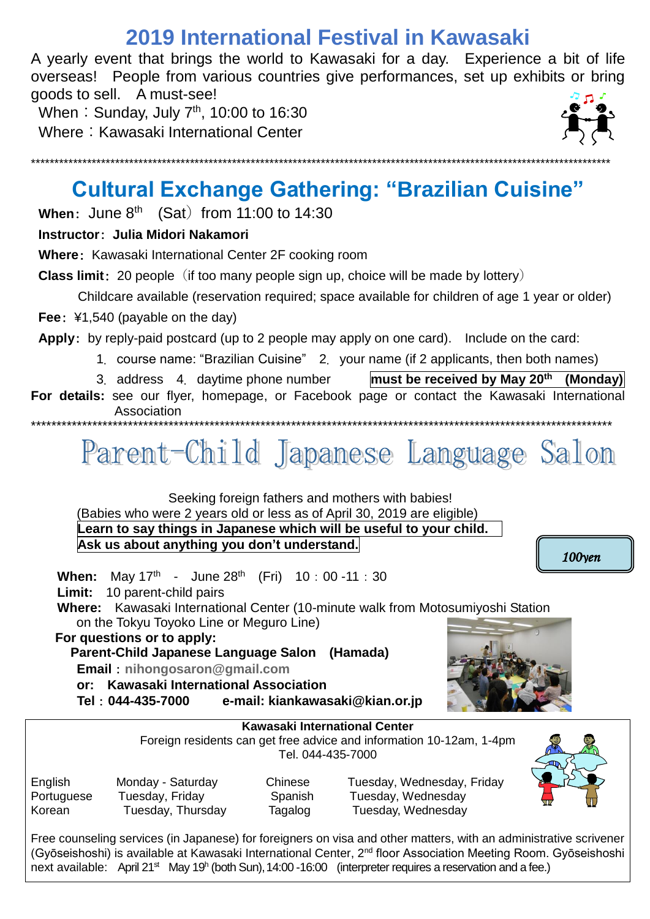# 2019 International Festival in Kawasaki

A yearly event that brings the world to Kawasaki for a day. Experience a bit of life overseas! People from various countries give performances, set up exhibits or bring goods to sell. A must-see!

When：Sunday, July 7th, 10:00 to 16:30

Where：Kawasaki International Center

\*\*\*\*\*\*\*\*\*\*\*\*\*\*\*\*\*\*\*\*\*\*\*\*\*\*\*\*\*\*\*\*\*\*\*\*\*\*\*\*\*\*\*\*\*\*\*\*\*\*\*\*\*\*\*\*\*\*\*\*\*\*\*\*

# Cultural Exchange Gathering: "Brazilian Cuisine"

**When**: June 8th (Sat) from 11:00 to 14:30

**Instructor**: **Julia Midori Nakamori**

**Where**: Kawasaki International Center 2F cooking room

**Class limit**: 20 people (if too many people sign up, choice will be made by lottery)

Childcare available (reservation required; space available for children of age 1 year or older)

**Fee**: ¥1,540 (payable on the day)

**Apply**: by reply-paid postcard (up to 2 people may apply on one card). Include on the card:

1. course name: "Brazilian Cuisine"
2. your name (if 2 applicants, then both names)
3. address
4. daytime phone number

**must be received by May 20th (Monday)**

**For details:** see our flyer, homepage, or Facebook page or contact the Kawasaki International Association

\*\*\*\*\*\*\*\*\*\*\*\*\*\*\*\*\*\*\*\*\*\*\*\*\*\*\*\*\*\*\*\*\*\*\*\*\*\*\*\*\*\*\*\*\*\*\*\*\*\*\*\*\*\*\*\*\*\*\*\*\*\*\*\*

# Parent-Child Japanese Language Salon

Seeking foreign fathers and mothers with babies!

(Babies who were 2 years old or less as of April 30, 2019 are eligible)

**Learn to say things in Japanese which will be useful to your child.**

**Ask us about anything you don't understand.**

*100yen*

**When:** May 17th - June 28th (Fri) 10：00 -11：30

**Limit:** 10 parent-child pairs

**Where:** Kawasaki International Center (10-minute walk from Motosumiyoshi Station on the Tokyu Toyoko Line or Meguro Line)

**For questions or to apply:**

**Parent-Child Japanese Language Salon (Hamada)**

**Email**：**nihongosaron@gmail.com**

**or: Kawasaki International Association**

**Tel**：**044-435-7000** **e-mail: kiankawasaki@kian.or.jp**

**Kawasaki International Center**

Foreign residents can get free advice and information 10-12am, 1-4pm

Tel. 044-435-7000

| | | | |
|---|---|---|---|
| English | Monday - Saturday | Chinese | Tuesday, Wednesday, Friday |
| Portuguese | Tuesday, Friday | Spanish | Tuesday, Wednesday |
| Korean | Tuesday, Thursday | Tagalog | Tuesday, Wednesday |

Free counseling services (in Japanese) for foreigners on visa and other matters, with an administrative scrivener (Gyōseishoshi) is available at Kawasaki International Center, 2nd floor Association Meeting Room. Gyōseishoshi next available: April 21st May 19h (both Sun), 14:00 -16:00 (interpreter requires a reservation and a fee.)